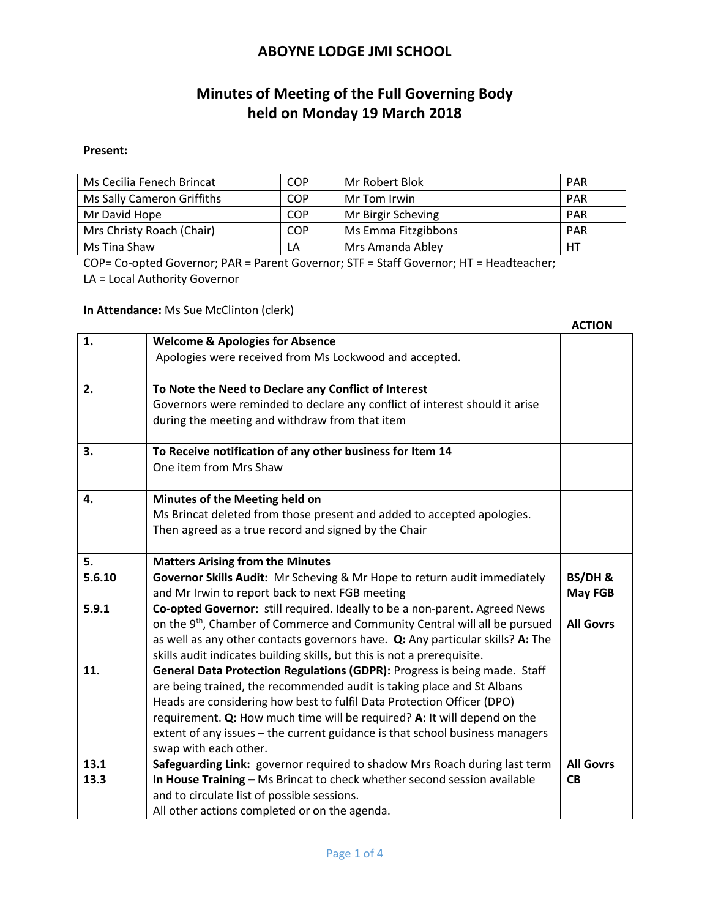# ABOYNE LODGE JMI SCHOOL

## Minutes of Meeting of the Full Governing Body held on Monday 19 March 2018

**Present:**

| | | | |
|---|---|---|---|
| Ms Cecilia Fenech Brincat | COP | Mr Robert Blok | PAR |
| Ms Sally Cameron Griffiths | COP | Mr Tom Irwin | PAR |
| Mr David Hope | COP | Mr Birgir Scheving | PAR |
| Mrs Christy Roach (Chair) | COP | Ms Emma Fitzgibbons | PAR |
| Ms Tina Shaw | LA | Mrs Amanda Abley | HT |

COP= Co-opted Governor; PAR = Parent Governor; STF = Staff Governor; HT = Headteacher; LA = Local Authority Governor

**In Attendance:** Ms Sue McClinton (clerk)

| | | ACTION |
|---|---|---|
| 1. | **Welcome & Apologies for Absence**<br>Apologies were received from Ms Lockwood and accepted. | |
| 2. | **To Note the Need to Declare any Conflict of Interest**<br>Governors were reminded to declare any conflict of interest should it arise during the meeting and withdraw from that item | |
| 3. | **To Receive notification of any other business for Item 14**<br>One item from Mrs Shaw | |
| 4. | **Minutes of the Meeting held on**<br>Ms Brincat deleted from those present and added to accepted apologies. Then agreed as a true record and signed by the Chair | |
| 5. | **Matters Arising from the Minutes** | |
| 5.6.10 | **Governor Skills Audit:** Mr Scheving & Mr Hope to return audit immediately and Mr Irwin to report back to next FGB meeting | **BS/DH & May FGB** |
| 5.9.1 | **Co-opted Governor:** still required. Ideally to be a non-parent. Agreed News on the 9th, Chamber of Commerce and Community Central will all be pursued as well as any other contacts governors have. **Q:** Any particular skills? **A:** The skills audit indicates building skills, but this is not a prerequisite. | **All Govrs** |
| 11. | **General Data Protection Regulations (GDPR):** Progress is being made. Staff are being trained, the recommended audit is taking place and St Albans Heads are considering how best to fulfil Data Protection Officer (DPO) requirement. **Q:** How much time will be required? **A:** It will depend on the extent of any issues – the current guidance is that school business managers swap with each other. | |
| 13.1 | **Safeguarding Link:** governor required to shadow Mrs Roach during last term | **All Govrs** |
| 13.3 | **In House Training –** Ms Brincat to check whether second session available and to circulate list of possible sessions.<br>All other actions completed or on the agenda. | **CB** |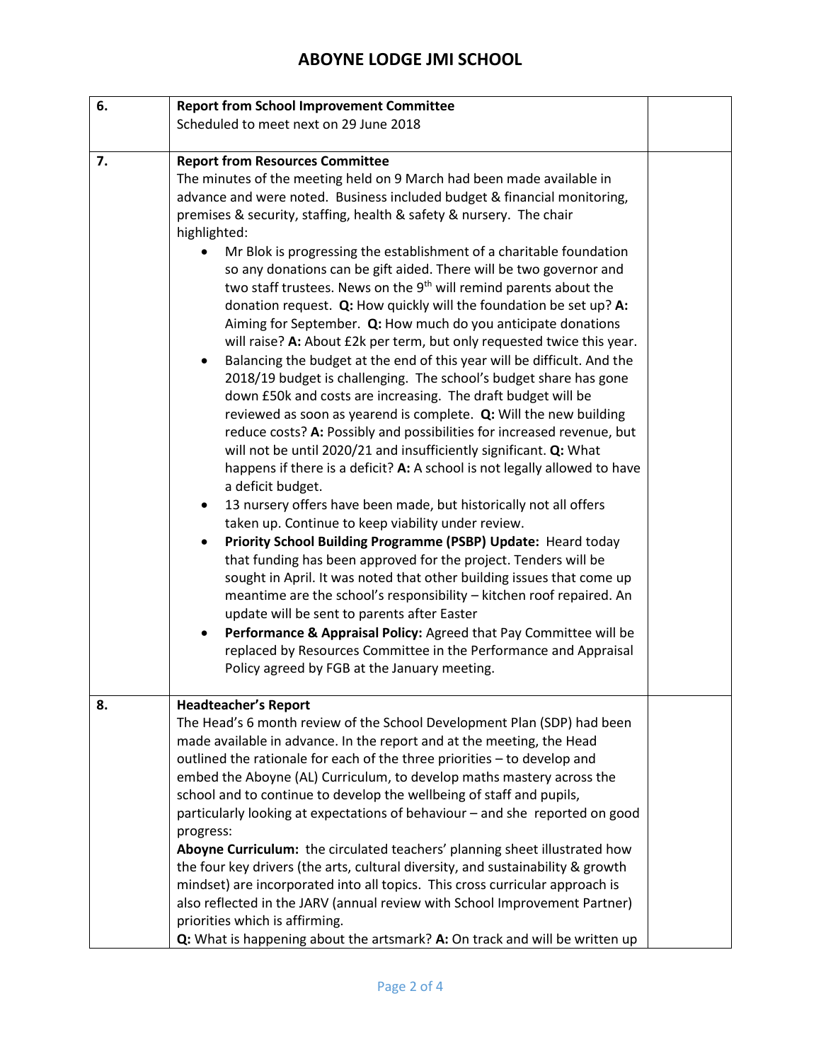| | | |
|---|---|---|
| 6. | **Report from School Improvement Committee**<br>Scheduled to meet next on 29 June 2018 | |
| 7. | **Report from Resources Committee**<br>The minutes of the meeting held on 9 March had been made available in advance and were noted. Business included budget & financial monitoring, premises & security, staffing, health & safety & nursery. The chair highlighted:<br>• Mr Blok is progressing the establishment of a charitable foundation so any donations can be gift aided. There will be two governor and two staff trustees. News on the 9th will remind parents about the donation request. **Q:** How quickly will the foundation be set up? **A:** Aiming for September. **Q:** How much do you anticipate donations will raise? **A:** About £2k per term, but only requested twice this year.<br>• Balancing the budget at the end of this year will be difficult. And the 2018/19 budget is challenging. The school's budget share has gone down £50k and costs are increasing. The draft budget will be reviewed as soon as yearend is complete. **Q:** Will the new building reduce costs? **A:** Possibly and possibilities for increased revenue, but will not be until 2020/21 and insufficiently significant. **Q:** What happens if there is a deficit? **A:** A school is not legally allowed to have a deficit budget.<br>• 13 nursery offers have been made, but historically not all offers taken up. Continue to keep viability under review.<br>• **Priority School Building Programme (PSBP) Update:** Heard today that funding has been approved for the project. Tenders will be sought in April. It was noted that other building issues that come up meantime are the school's responsibility – kitchen roof repaired. An update will be sent to parents after Easter<br>• **Performance & Appraisal Policy:** Agreed that Pay Committee will be replaced by Resources Committee in the Performance and Appraisal Policy agreed by FGB at the January meeting. | |
| 8. | **Headteacher's Report**<br>The Head's 6 month review of the School Development Plan (SDP) had been made available in advance. In the report and at the meeting, the Head outlined the rationale for each of the three priorities – to develop and embed the Aboyne (AL) Curriculum, to develop maths mastery across the school and to continue to develop the wellbeing of staff and pupils, particularly looking at expectations of behaviour – and she reported on good progress:<br>**Aboyne Curriculum:** the circulated teachers' planning sheet illustrated how the four key drivers (the arts, cultural diversity, and sustainability & growth mindset) are incorporated into all topics. This cross curricular approach is also reflected in the JARV (annual review with School Improvement Partner) priorities which is affirming.<br>**Q:** What is happening about the artsmark? **A:** On track and will be written up | |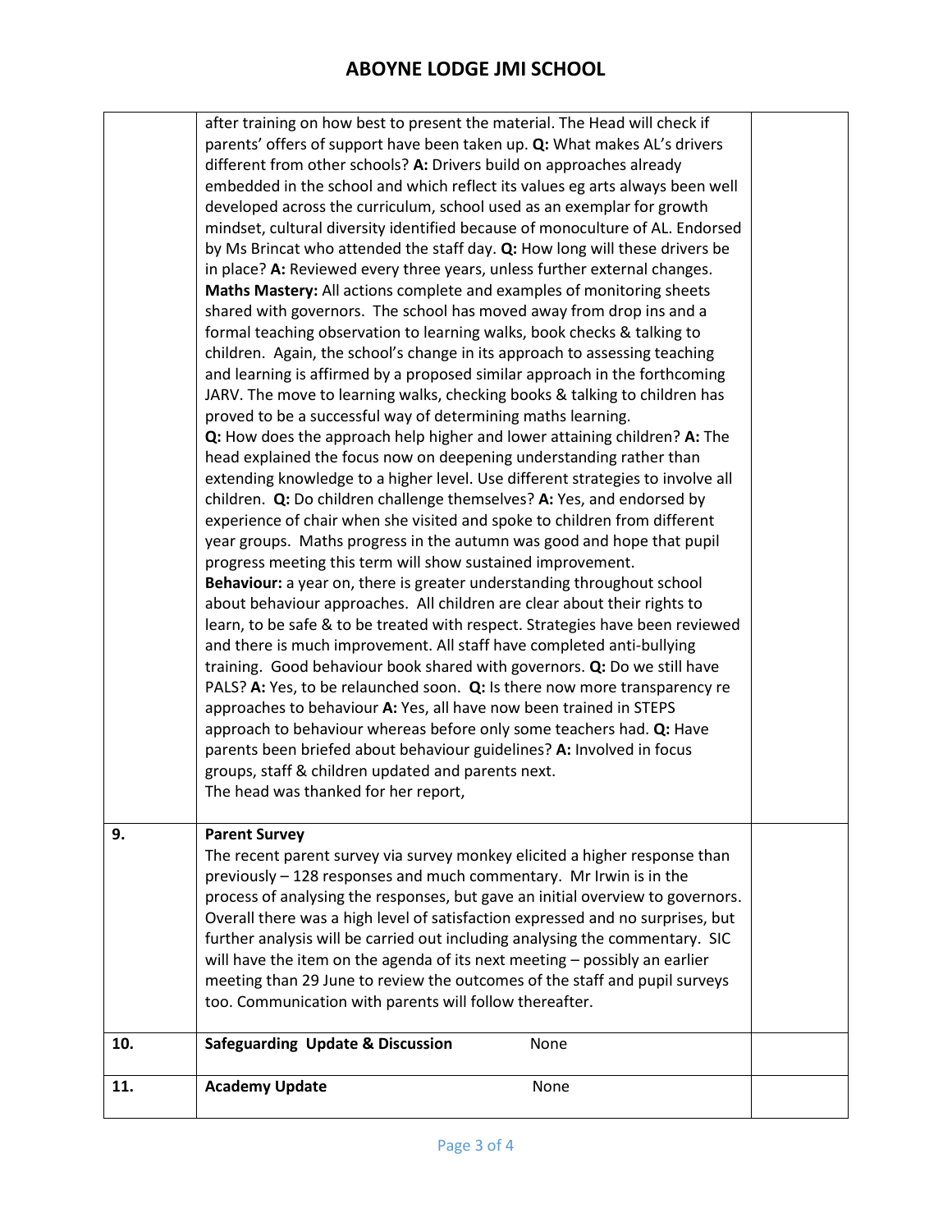| | | |
|---|---|---|
| | after training on how best to present the material. The Head will check if parents' offers of support have been taken up. **Q:** What makes AL's drivers different from other schools? **A:** Drivers build on approaches already embedded in the school and which reflect its values eg arts always been well developed across the curriculum, school used as an exemplar for growth mindset, cultural diversity identified because of monoculture of AL. Endorsed by Ms Brincat who attended the staff day. **Q:** How long will these drivers be in place? **A:** Reviewed every three years, unless further external changes.<br>**Maths Mastery:** All actions complete and examples of monitoring sheets shared with governors. The school has moved away from drop ins and a formal teaching observation to learning walks, book checks & talking to children. Again, the school's change in its approach to assessing teaching and learning is affirmed by a proposed similar approach in the forthcoming JARV. The move to learning walks, checking books & talking to children has proved to be a successful way of determining maths learning.<br>**Q:** How does the approach help higher and lower attaining children? **A:** The head explained the focus now on deepening understanding rather than extending knowledge to a higher level. Use different strategies to involve all children. **Q:** Do children challenge themselves? **A:** Yes, and endorsed by experience of chair when she visited and spoke to children from different year groups. Maths progress in the autumn was good and hope that pupil progress meeting this term will show sustained improvement.<br>**Behaviour:** a year on, there is greater understanding throughout school about behaviour approaches. All children are clear about their rights to learn, to be safe & to be treated with respect. Strategies have been reviewed and there is much improvement. All staff have completed anti-bullying training. Good behaviour book shared with governors. **Q:** Do we still have PALS? **A:** Yes, to be relaunched soon. **Q:** Is there now more transparency re approaches to behaviour **A:** Yes, all have now been trained in STEPS approach to behaviour whereas before only some teachers had. **Q:** Have parents been briefed about behaviour guidelines? **A:** Involved in focus groups, staff & children updated and parents next.<br>The head was thanked for her report, | |
| 9. | **Parent Survey**<br>The recent parent survey via survey monkey elicited a higher response than previously – 128 responses and much commentary. Mr Irwin is in the process of analysing the responses, but gave an initial overview to governors. Overall there was a high level of satisfaction expressed and no surprises, but further analysis will be carried out including analysing the commentary. SIC will have the item on the agenda of its next meeting – possibly an earlier meeting than 29 June to review the outcomes of the staff and pupil surveys too. Communication with parents will follow thereafter. | |
| 10. | **Safeguarding Update & Discussion** None | |
| 11. | **Academy Update** None | |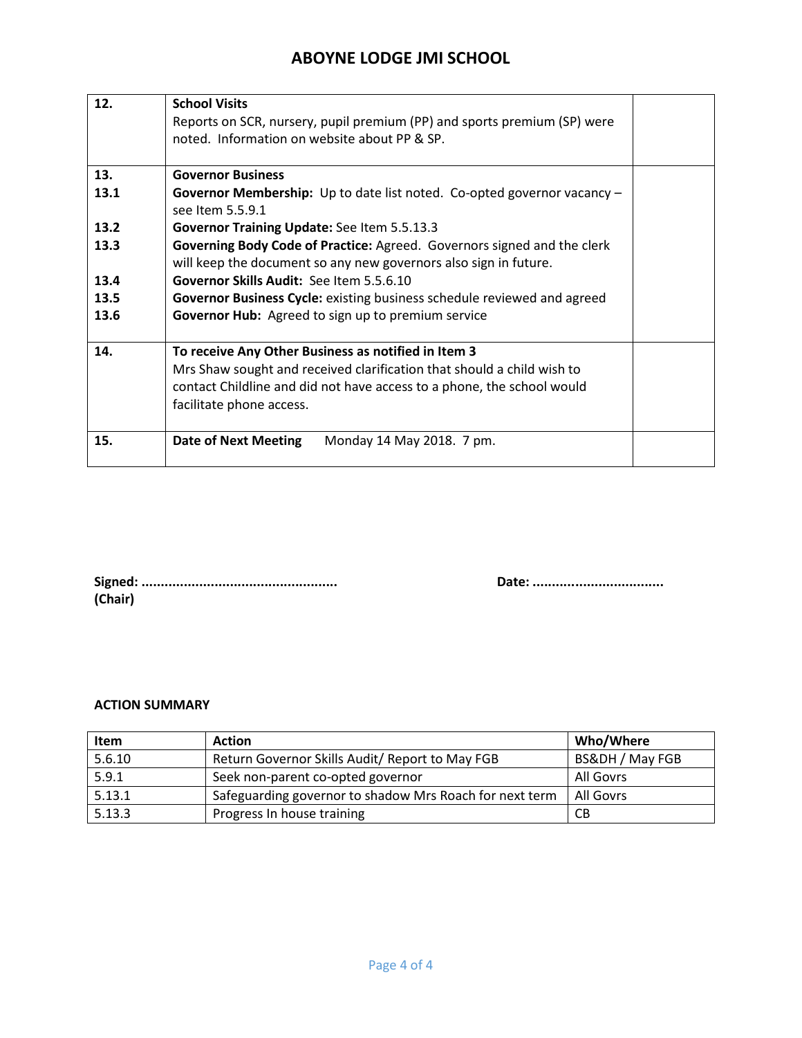| | | |
|---|---|---|
| **12.** | **School Visits**<br>Reports on SCR, nursery, pupil premium (PP) and sports premium (SP) were noted. Information on website about PP & SP. | |
| **13.**<br>**13.1**<br><br>**13.2**<br>**13.3**<br><br>**13.4**<br>**13.5**<br>**13.6** | **Governor Business**<br>**Governor Membership:** Up to date list noted. Co-opted governor vacancy – see Item 5.5.9.1<br>**Governor Training Update:** See Item 5.5.13.3<br>**Governing Body Code of Practice:** Agreed. Governors signed and the clerk will keep the document so any new governors also sign in future.<br>**Governor Skills Audit:** See Item 5.5.6.10<br>**Governor Business Cycle:** existing business schedule reviewed and agreed<br>**Governor Hub:** Agreed to sign up to premium service | |
| **14.** | **To receive Any Other Business as notified in Item 3**<br>Mrs Shaw sought and received clarification that should a child wish to contact Childline and did not have access to a phone, the school would facilitate phone access. | |
| **15.** | **Date of Next Meeting** Monday 14 May 2018. 7 pm. | |

**Signed: ..................................................**
**(Chair)**

**Date: .................................**

**ACTION SUMMARY**

| Item | Action | Who/Where |
|---|---|---|
| 5.6.10 | Return Governor Skills Audit/ Report to May FGB | BS&DH / May FGB |
| 5.9.1 | Seek non-parent co-opted governor | All Govrs |
| 5.13.1 | Safeguarding governor to shadow Mrs Roach for next term | All Govrs |
| 5.13.3 | Progress In house training | CB |